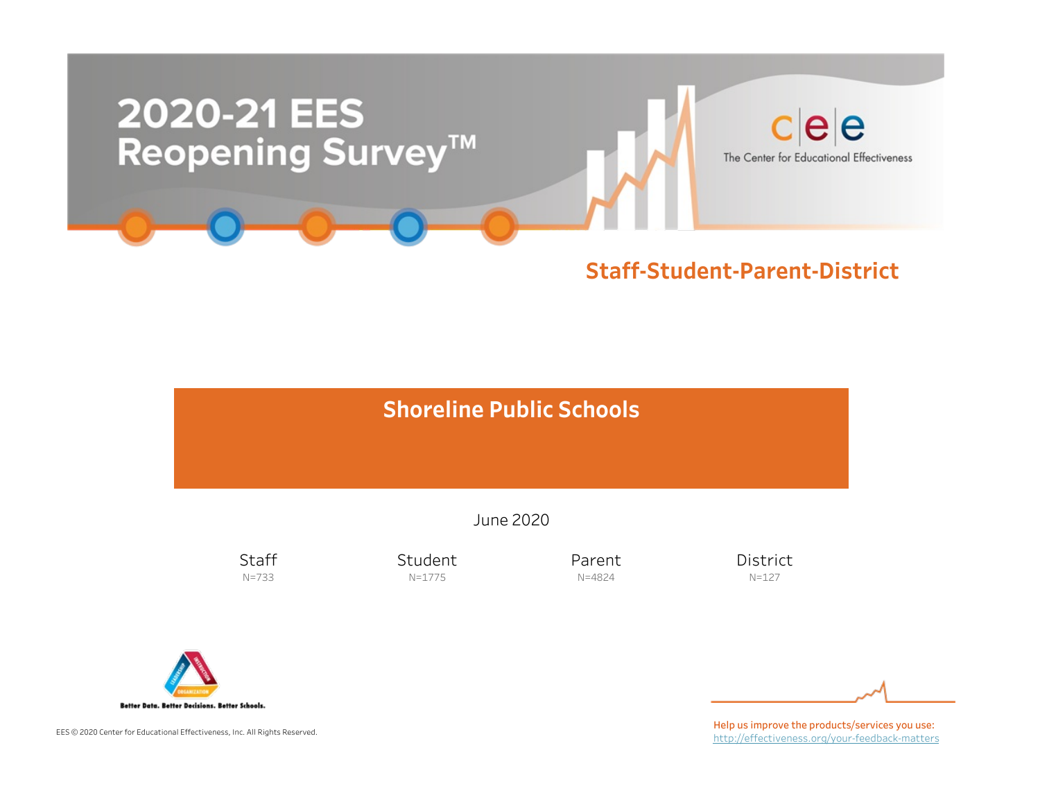# 2020-21 EES Reopening Survey™

The Center for Educational Effectiveness

## Staff-Student-Parent-District

## Shoreline Public Schools

June 2020

| Staff | Student | Parent | District |
| --- | --- | --- | --- |
| N=733 | N=1775 | N=4824 | N=127 |

Better Data. Better Decisions. Better Schools.

EES © 2020 Center for Educational Effectiveness, Inc. All Rights Reserved.

Help us improve the products/services you use:
http://effectiveness.org/your-feedback-matters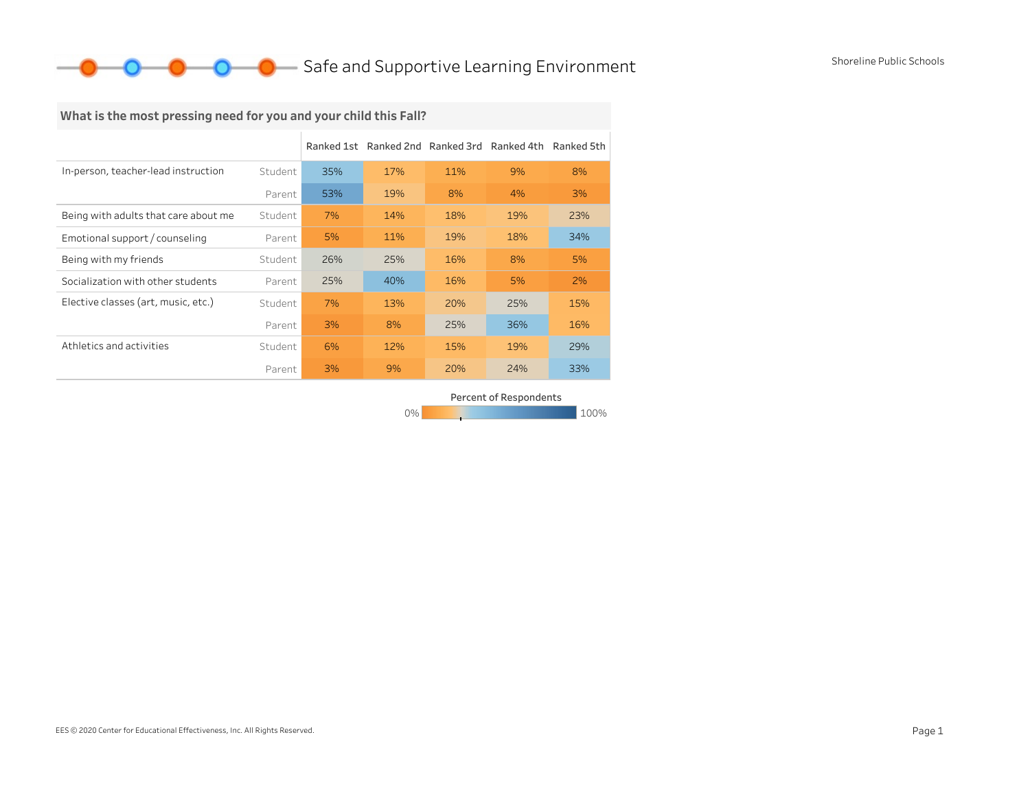# Safe and Supportive Learning Environment

Shoreline Public Schools

## What is the most pressing need for you and your child this Fall?

| | | Ranked 1st | Ranked 2nd | Ranked 3rd | Ranked 4th | Ranked 5th |
|---|---|---|---|---|---|---|
| In-person, teacher-lead instruction | Student | 35% | 17% | 11% | 9% | 8% |
| | Parent | 53% | 19% | 8% | 4% | 3% |
| Being with adults that care about me | Student | 7% | 14% | 18% | 19% | 23% |
| Emotional support / counseling | Parent | 5% | 11% | 19% | 18% | 34% |
| Being with my friends | Student | 26% | 25% | 16% | 8% | 5% |
| Socialization with other students | Parent | 25% | 40% | 16% | 5% | 2% |
| Elective classes (art, music, etc.) | Student | 7% | 13% | 20% | 25% | 15% |
| | Parent | 3% | 8% | 25% | 36% | 16% |
| Athletics and activities | Student | 6% | 12% | 15% | 19% | 29% |
| | Parent | 3% | 9% | 20% | 24% | 33% |

Percent of Respondents: 0% – 100%

EES © 2020 Center for Educational Effectiveness, Inc. All Rights Reserved.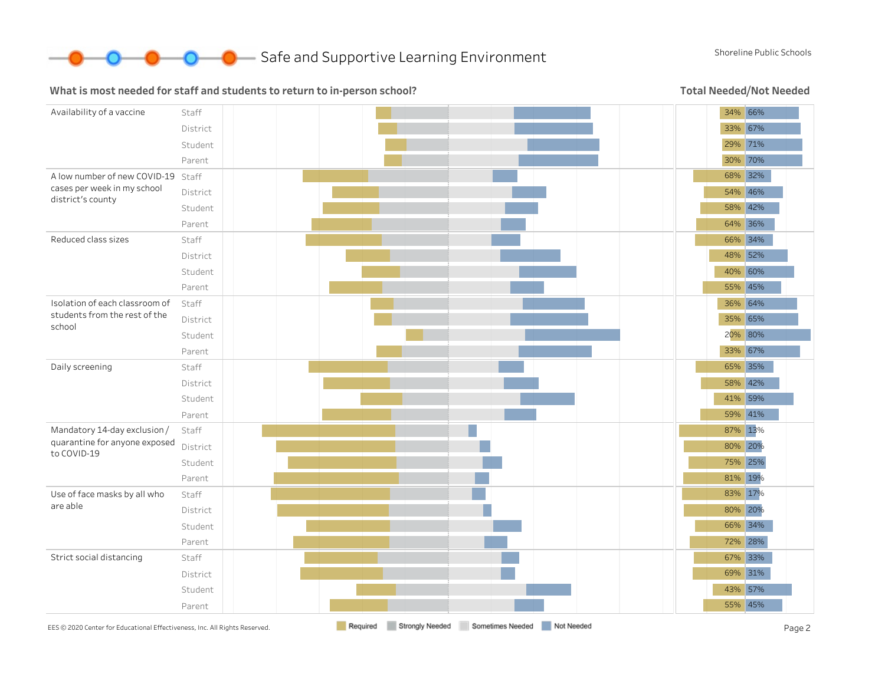# Safe and Supportive Learning Environment

Shoreline Public Schools

## What is most needed for staff and students to return to in-person school?

**Total Needed/Not Needed**

| Item | Group | Needed | Not Needed |
|---|---|---|---|
| Availability of a vaccine | Staff | 34% | 66% |
| | District | 33% | 67% |
| | Student | 29% | 71% |
| | Parent | 30% | 70% |
| A low number of new COVID-19 cases per week in my school district's county | Staff | 68% | 32% |
| | District | 54% | 46% |
| | Student | 58% | 42% |
| | Parent | 64% | 36% |
| Reduced class sizes | Staff | 66% | 34% |
| | District | 48% | 52% |
| | Student | 40% | 60% |
| | Parent | 55% | 45% |
| Isolation of each classroom of students from the rest of the school | Staff | 36% | 64% |
| | District | 35% | 65% |
| | Student | 20% | 80% |
| | Parent | 33% | 67% |
| Daily screening | Staff | 65% | 35% |
| | District | 58% | 42% |
| | Student | 41% | 59% |
| | Parent | 59% | 41% |
| Mandatory 14-day exclusion / quarantine for anyone exposed to COVID-19 | Staff | 87% | 13% |
| | District | 80% | 20% |
| | Student | 75% | 25% |
| | Parent | 81% | 19% |
| Use of face masks by all who are able | Staff | 83% | 17% |
| | District | 80% | 20% |
| | Student | 66% | 34% |
| | Parent | 72% | 28% |
| Strict social distancing | Staff | 67% | 33% |
| | District | 69% | 31% |
| | Student | 43% | 57% |
| | Parent | 55% | 45% |

Required | Strongly Needed | Sometimes Needed | Not Needed

EES © 2020 Center for Educational Effectiveness, Inc. All Rights Reserved.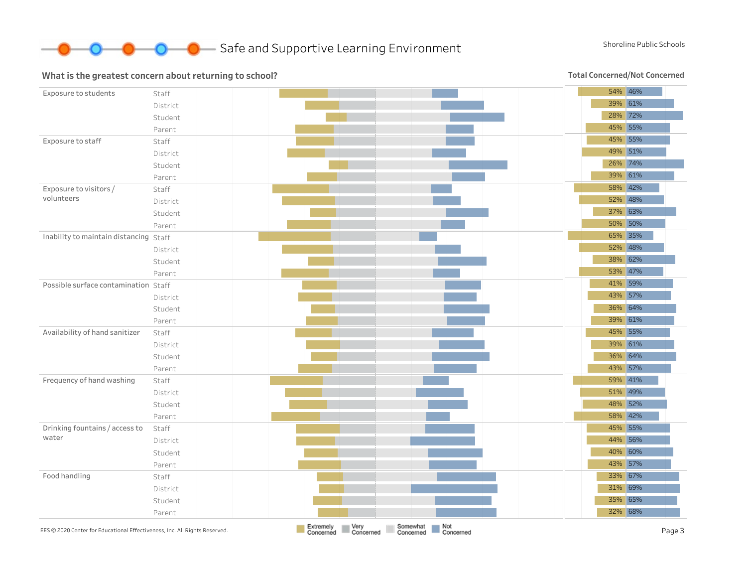# Safe and Supportive Learning Environment

Shoreline Public Schools

## What is the greatest concern about returning to school?

Legend: Extremely Concerned, Very Concerned, Somewhat Concerned, Not Concerned

### Total Concerned/Not Concerned

| Concern | Group | Concerned | Not Concerned |
|---|---|---|---|
| Exposure to students | Staff | 54% | 46% |
| | District | 39% | 61% |
| | Student | 28% | 72% |
| | Parent | 45% | 55% |
| Exposure to staff | Staff | 45% | 55% |
| | District | 49% | 51% |
| | Student | 26% | 74% |
| | Parent | 39% | 61% |
| Exposure to visitors / volunteers | Staff | 58% | 42% |
| | District | 52% | 48% |
| | Student | 37% | 63% |
| | Parent | 50% | 50% |
| Inability to maintain distancing | Staff | 65% | 35% |
| | District | 52% | 48% |
| | Student | 38% | 62% |
| | Parent | 53% | 47% |
| Possible surface contamination | Staff | 41% | 59% |
| | District | 43% | 57% |
| | Student | 36% | 64% |
| | Parent | 39% | 61% |
| Availability of hand sanitizer | Staff | 45% | 55% |
| | District | 39% | 61% |
| | Student | 36% | 64% |
| | Parent | 43% | 57% |
| Frequency of hand washing | Staff | 59% | 41% |
| | District | 51% | 49% |
| | Student | 48% | 52% |
| | Parent | 58% | 42% |
| Drinking fountains / access to water | Staff | 45% | 55% |
| | District | 44% | 56% |
| | Student | 40% | 60% |
| | Parent | 43% | 57% |
| Food handling | Staff | 33% | 67% |
| | District | 31% | 69% |
| | Student | 35% | 65% |
| | Parent | 32% | 68% |

EES © 2020 Center for Educational Effectiveness, Inc. All Rights Reserved.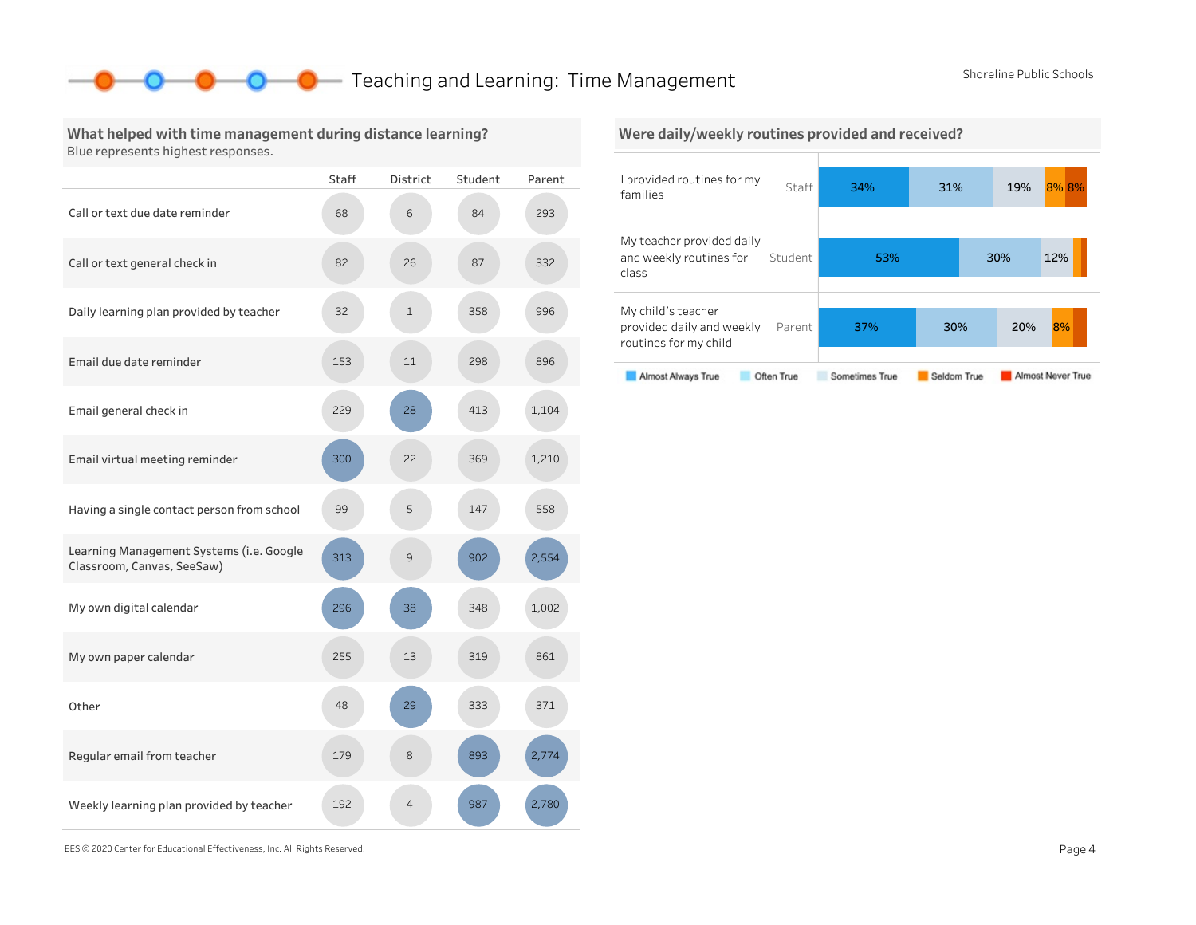# Teaching and Learning: Time Management

Shoreline Public Schools

## What helped with time management during distance learning?

Blue represents highest responses.

| | Staff | District | Student | Parent |
|---|---|---|---|---|
| Call or text due date reminder | 68 | 6 | 84 | 293 |
| Call or text general check in | 82 | 26 | 87 | 332 |
| Daily learning plan provided by teacher | 32 | 1 | 358 | 996 |
| Email due date reminder | 153 | 11 | 298 | 896 |
| Email general check in | 229 | 28 | 413 | 1,104 |
| Email virtual meeting reminder | 300 | 22 | 369 | 1,210 |
| Having a single contact person from school | 99 | 5 | 147 | 558 |
| Learning Management Systems (i.e. Google Classroom, Canvas, SeeSaw) | 313 | 9 | 902 | 2,554 |
| My own digital calendar | 296 | 38 | 348 | 1,002 |
| My own paper calendar | 255 | 13 | 319 | 861 |
| Other | 48 | 29 | 333 | 371 |
| Regular email from teacher | 179 | 8 | 893 | 2,774 |
| Weekly learning plan provided by teacher | 192 | 4 | 987 | 2,780 |

## Were daily/weekly routines provided and received?

| Statement | Group | Almost Always True | Often True | Sometimes True | Seldom True | Almost Never True |
|---|---|---|---|---|---|---|
| I provided routines for my families | Staff | 34% | 31% | 19% | 8% | 8% |
| My teacher provided daily and weekly routines for class | Student | 53% | 30% | 12% | | |
| My child's teacher provided daily and weekly routines for my child | Parent | 37% | 30% | 20% | 8% | |

EES © 2020 Center for Educational Effectiveness, Inc. All Rights Reserved.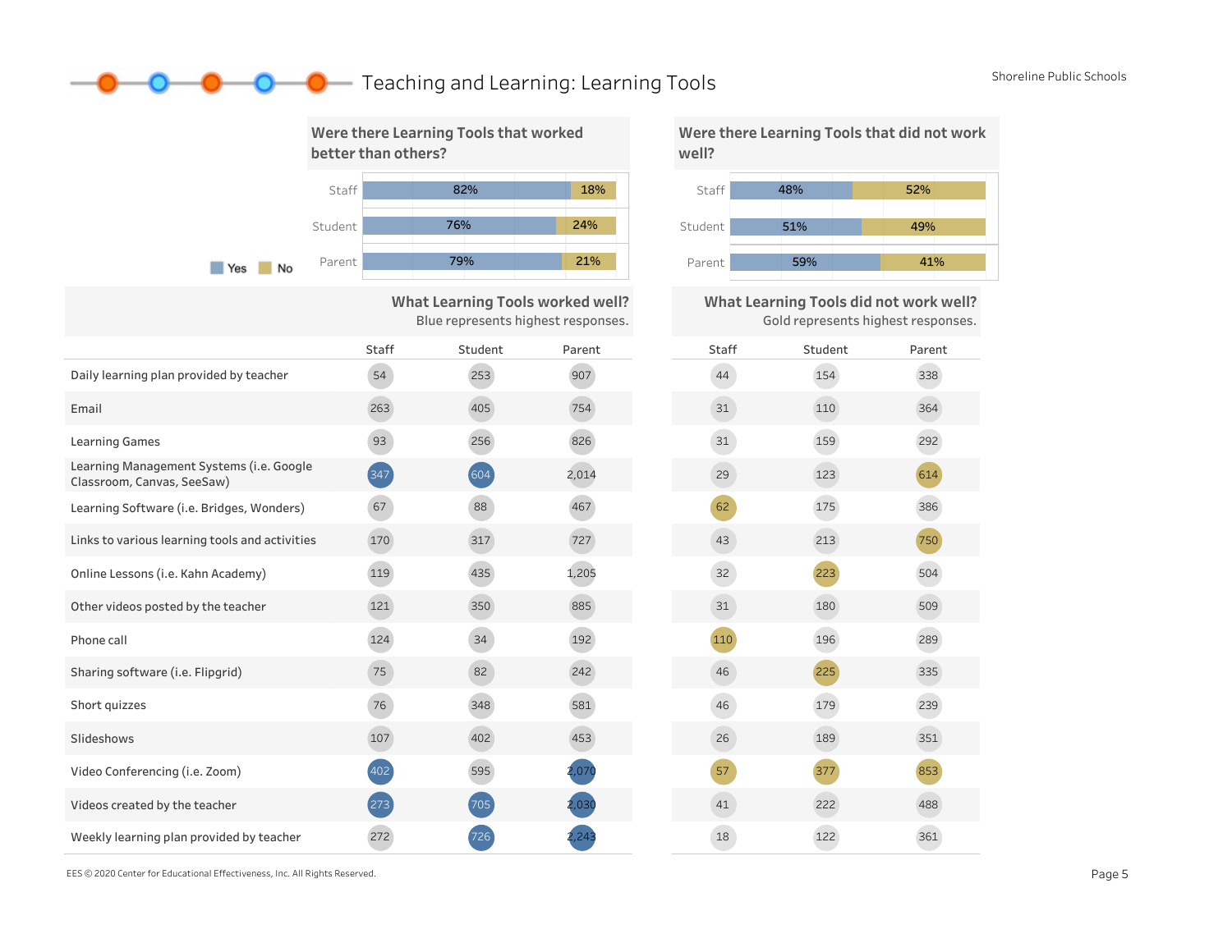# Teaching and Learning: Learning Tools

Shoreline Public Schools

## Were there Learning Tools that worked better than others?

| | Yes | No |
|---|---|---|
| Staff | 82% | 18% |
| Student | 76% | 24% |
| Parent | 79% | 21% |

## Were there Learning Tools that did not work well?

| | Yes | No |
|---|---|---|
| Staff | 48% | 52% |
| Student | 51% | 49% |
| Parent | 59% | 41% |

## What Learning Tools worked well? / What Learning Tools did not work well?

Blue represents highest responses (worked well). Gold represents highest responses (did not work well).

| | Worked well: Staff | Worked well: Student | Worked well: Parent | Did not work well: Staff | Did not work well: Student | Did not work well: Parent |
|---|---|---|---|---|---|---|
| Daily learning plan provided by teacher | 54 | 253 | 907 | 44 | 154 | 338 |
| Email | 263 | 405 | 754 | 31 | 110 | 364 |
| Learning Games | 93 | 256 | 826 | 31 | 159 | 292 |
| Learning Management Systems (i.e. Google Classroom, Canvas, SeeSaw) | **347** | **604** | 2,014 | 29 | 123 | **614** |
| Learning Software (i.e. Bridges, Wonders) | 67 | 88 | 467 | **62** | 175 | 386 |
| Links to various learning tools and activities | 170 | 317 | 727 | 43 | 213 | **750** |
| Online Lessons (i.e. Kahn Academy) | 119 | 435 | 1,205 | 32 | **223** | 504 |
| Other videos posted by the teacher | 121 | 350 | 885 | 31 | 180 | 509 |
| Phone call | 124 | 34 | 192 | **110** | 196 | 289 |
| Sharing software (i.e. Flipgrid) | 75 | 82 | 242 | 46 | **225** | 335 |
| Short quizzes | 76 | 348 | 581 | 46 | 179 | 239 |
| Slideshows | 107 | 402 | 453 | 26 | 189 | 351 |
| Video Conferencing (i.e. Zoom) | **402** | 595 | **2,070** | **57** | **377** | **853** |
| Videos created by the teacher | **273** | **705** | **2,030** | 41 | 222 | 488 |
| Weekly learning plan provided by teacher | 272 | **726** | **2,243** | 18 | 122 | 361 |

EES © 2020 Center for Educational Effectiveness, Inc. All Rights Reserved.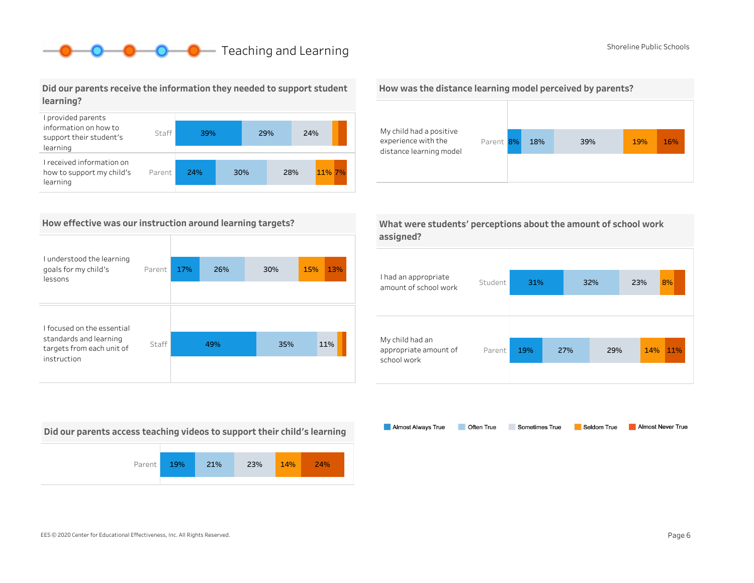# Teaching and Learning

## Did our parents receive the information they needed to support student learning?

| Statement | Respondent | Almost Always True | Often True | Sometimes True | Seldom True | Almost Never True |
|---|---|---|---|---|---|---|
| I provided parents information on how to support their student's learning | Staff | 39% | 29% | 24% | | |
| I received information on how to support my child's learning | Parent | 24% | 30% | 28% | 11% | 7% |

## How was the distance learning model perceived by parents?

| Statement | Respondent | Almost Always True | Often True | Sometimes True | Seldom True | Almost Never True |
|---|---|---|---|---|---|---|
| My child had a positive experience with the distance learning model | Parent | 8% | 18% | 39% | 19% | 16% |

## How effective was our instruction around learning targets?

| Statement | Respondent | Almost Always True | Often True | Sometimes True | Seldom True | Almost Never True |
|---|---|---|---|---|---|---|
| I understood the learning goals for my child's lessons | Parent | 17% | 26% | 30% | 15% | 13% |
| I focused on the essential standards and learning targets from each unit of instruction | Staff | 49% | 35% | 11% | | |

## What were students' perceptions about the amount of school work assigned?

| Statement | Respondent | Almost Always True | Often True | Sometimes True | Seldom True | Almost Never True |
|---|---|---|---|---|---|---|
| I had an appropriate amount of school work | Student | 31% | 32% | 23% | 8% | |
| My child had an appropriate amount of school work | Parent | 19% | 27% | 29% | 14% | 11% |

## Did our parents access teaching videos to support their child's learning

| Respondent | Almost Always True | Often True | Sometimes True | Seldom True | Almost Never True |
|---|---|---|---|---|---|
| Parent | 19% | 21% | 23% | 14% | 24% |

Legend: Almost Always True, Often True, Sometimes True, Seldom True, Almost Never True

EES © 2020 Center for Educational Effectiveness, Inc. All Rights Reserved.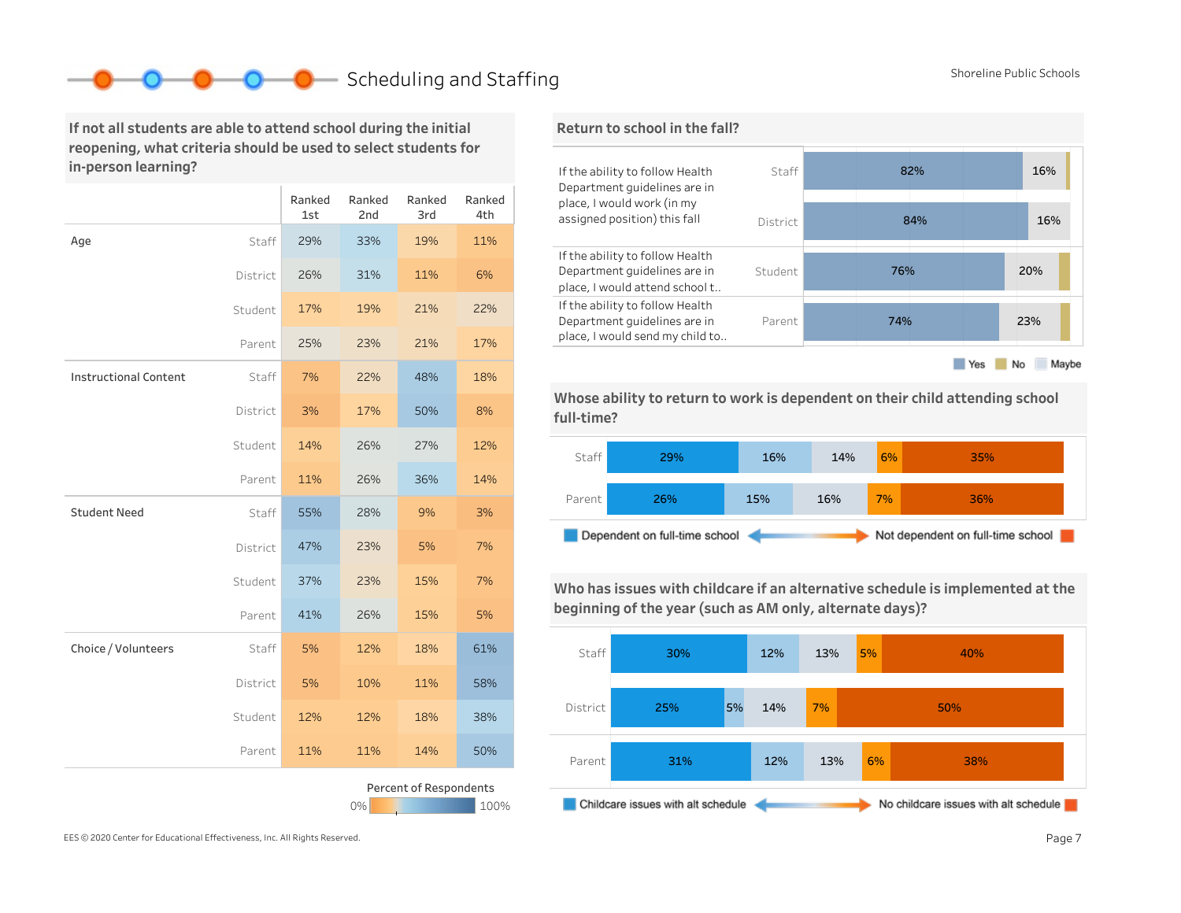# Scheduling and Staffing

## If not all students are able to attend school during the initial reopening, what criteria should be used to select students for in-person learning?

| | | Ranked 1st | Ranked 2nd | Ranked 3rd | Ranked 4th |
|---|---|---|---|---|---|
| Age | Staff | 29% | 33% | 19% | 11% |
| | District | 26% | 31% | 11% | 6% |
| | Student | 17% | 19% | 21% | 22% |
| | Parent | 25% | 23% | 21% | 17% |
| Instructional Content | Staff | 7% | 22% | 48% | 18% |
| | District | 3% | 17% | 50% | 8% |
| | Student | 14% | 26% | 27% | 12% |
| | Parent | 11% | 26% | 36% | 14% |
| Student Need | Staff | 55% | 28% | 9% | 3% |
| | District | 47% | 23% | 5% | 7% |
| | Student | 37% | 23% | 15% | 7% |
| | Parent | 41% | 26% | 15% | 5% |
| Choice / Volunteers | Staff | 5% | 12% | 18% | 61% |
| | District | 5% | 10% | 11% | 58% |
| | Student | 12% | 12% | 18% | 38% |
| | Parent | 11% | 11% | 14% | 50% |

Percent of Respondents: 0% – 100%

## Return to school in the fall?

| Question | Group | Yes | Maybe |
|---|---|---|---|
| If the ability to follow Health Department guidelines are in place, I would work (in my assigned position) this fall | Staff | 82% | 16% |
| | District | 84% | 16% |
| If the ability to follow Health Department guidelines are in place, I would attend school t.. | Student | 76% | 20% |
| If the ability to follow Health Department guidelines are in place, I would send my child to.. | Parent | 74% | 23% |

Yes / No / Maybe

## Whose ability to return to work is dependent on their child attending school full-time?

| | | | | | |
|---|---|---|---|---|---|
| Staff | 29% | 16% | 14% | 6% | 35% |
| Parent | 26% | 15% | 16% | 7% | 36% |

Dependent on full-time school ← → Not dependent on full-time school

## Who has issues with childcare if an alternative schedule is implemented at the beginning of the year (such as AM only, alternate days)?

| | | | | | |
|---|---|---|---|---|---|
| Staff | 30% | 12% | 13% | 5% | 40% |
| District | 25% | 5% | 14% | 7% | 50% |
| Parent | 31% | 12% | 13% | 6% | 38% |

Childcare issues with alt schedule ← → No childcare issues with alt schedule

EES © 2020 Center for Educational Effectiveness, Inc. All Rights Reserved.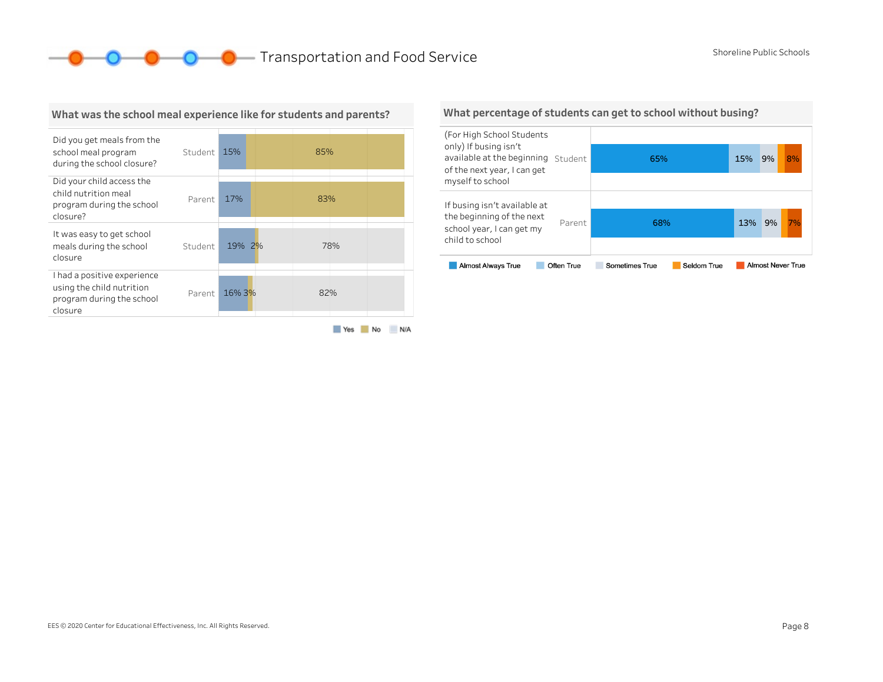# Transportation and Food Service

## What was the school meal experience like for students and parents?

| Question | Respondent | Yes | No | N/A |
| --- | --- | --- | --- | --- |
| Did you get meals from the school meal program during the school closure? | Student | 15% | 85% | |
| Did your child access the child nutrition meal program during the school closure? | Parent | 17% | 83% | |
| It was easy to get school meals during the school closure | Student | 19% | 2% | 78% |
| I had a positive experience using the child nutrition program during the school closure | Parent | 16% | 3% | 82% |

## What percentage of students can get to school without busing?

| Question | Respondent | Almost Always True | Often True | Sometimes True | Seldom True | Almost Never True |
| --- | --- | --- | --- | --- | --- | --- |
| (For High School Students only) If busing isn't available at the beginning of the next year, I can get myself to school | Student | 65% | 15% | 9% | | 8% |
| If busing isn't available at the beginning of the next school year, I can get my child to school | Parent | 68% | 13% | 9% | | 7% |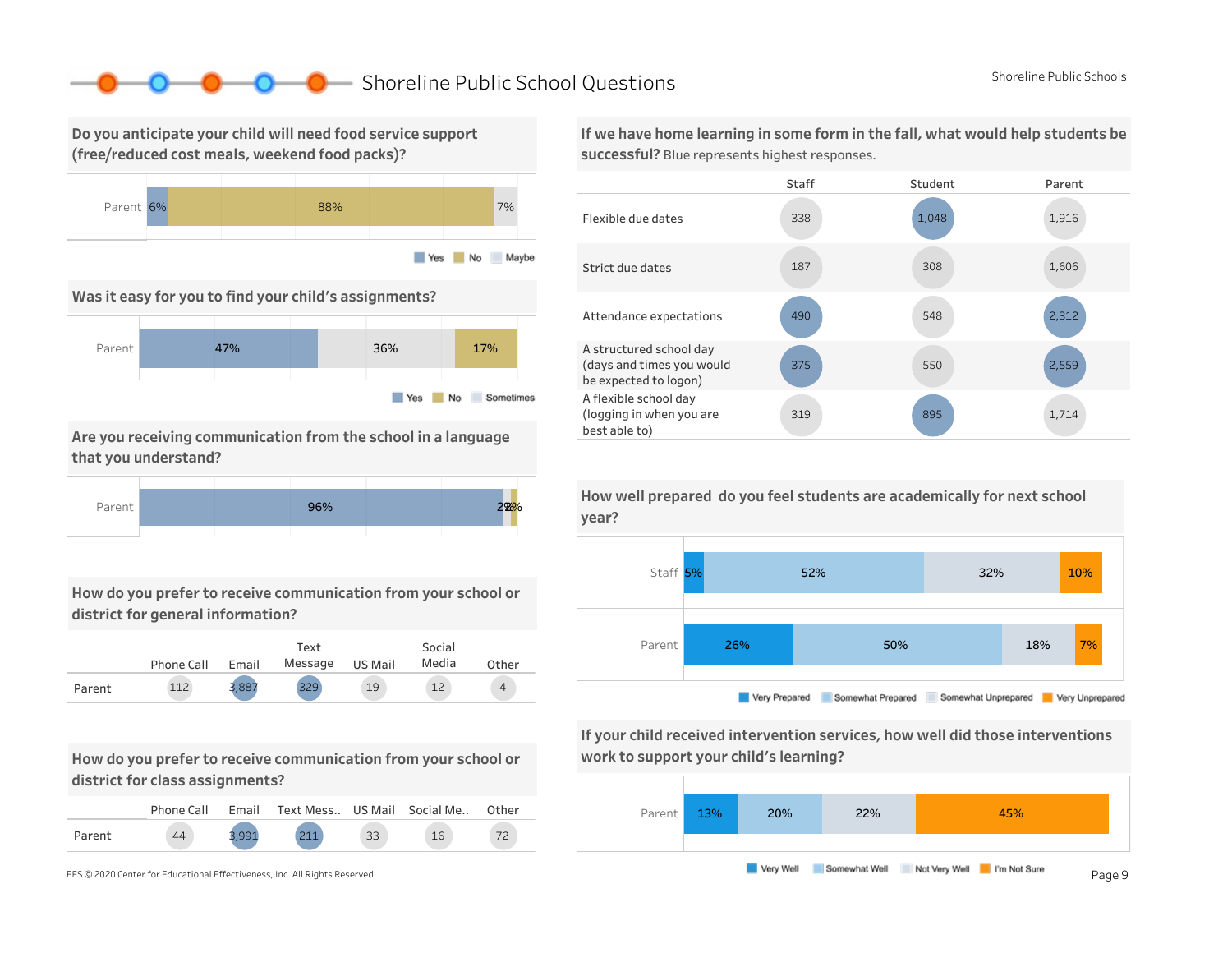# Shoreline Public School Questions

## Do you anticipate your child will need food service support (free/reduced cost meals, weekend food packs)?

| | Yes | No | Maybe |
|---|---|---|---|
| Parent | 6% | 88% | 7% |

## Was it easy for you to find your child's assignments?

| | Yes | Sometimes | No |
|---|---|---|---|
| Parent | 47% | 36% | 17% |

## Are you receiving communication from the school in a language that you understand?

| | |
|---|---|
| Parent | 96% | 2% | 2% |

## How do you prefer to receive communication from your school or district for general information?

| | Phone Call | Email | Text Message | US Mail | Social Media | Other |
|---|---|---|---|---|---|---|
| Parent | 112 | 3,887 | 329 | 19 | 12 | 4 |

## How do you prefer to receive communication from your school or district for class assignments?

| | Phone Call | Email | Text Mess.. | US Mail | Social Me.. | Other |
|---|---|---|---|---|---|---|
| Parent | 44 | 3,991 | 211 | 33 | 16 | 72 |

## If we have home learning in some form in the fall, what would help students be successful?

Blue represents highest responses.

| | Staff | Student | Parent |
|---|---|---|---|
| Flexible due dates | 338 | 1,048 | 1,916 |
| Strict due dates | 187 | 308 | 1,606 |
| Attendance expectations | 490 | 548 | 2,312 |
| A structured school day (days and times you would be expected to logon) | 375 | 550 | 2,559 |
| A flexible school day (logging in when you are best able to) | 319 | 895 | 1,714 |

## How well prepared do you feel students are academically for next school year?

| | Very Prepared | Somewhat Prepared | Somewhat Unprepared | Very Unprepared |
|---|---|---|---|---|
| Staff | 5% | 52% | 32% | 10% |
| Parent | 26% | 50% | 18% | 7% |

## If your child received intervention services, how well did those interventions work to support your child's learning?

| | Very Well | Somewhat Well | Not Very Well | I'm Not Sure |
|---|---|---|---|---|
| Parent | 13% | 20% | 22% | 45% |

EES © 2020 Center for Educational Effectiveness, Inc. All Rights Reserved.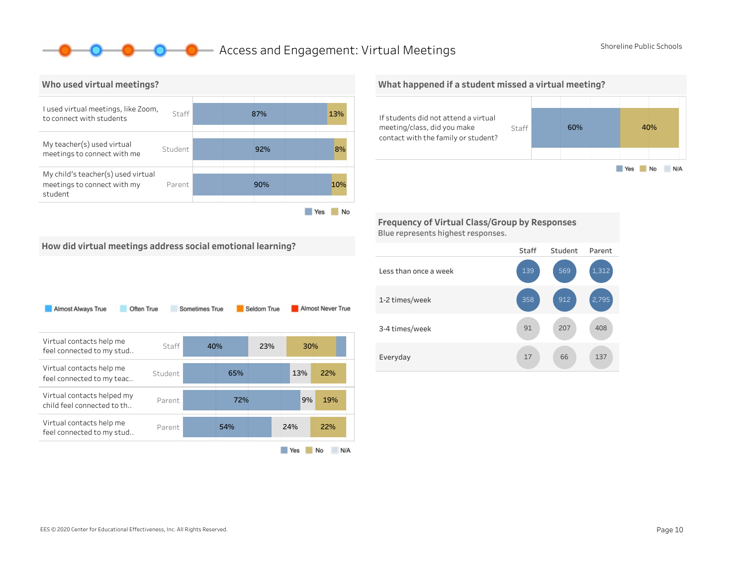# Access and Engagement: Virtual Meetings

## Who used virtual meetings?

| Question | Respondent | Yes | No |
|---|---|---|---|
| I used virtual meetings, like Zoom, to connect with students | Staff | 87% | 13% |
| My teacher(s) used virtual meetings to connect with me | Student | 92% | 8% |
| My child's teacher(s) used virtual meetings to connect with my student | Parent | 90% | 10% |

## What happened if a student missed a virtual meeting?

| Question | Respondent | Yes | No |
|---|---|---|---|
| If students did not attend a virtual meeting/class, did you make contact with the family or student? | Staff | 60% | 40% |

## How did virtual meetings address social emotional learning?

Legend: Almost Always True, Often True, Sometimes True, Seldom True, Almost Never True

| Question | Respondent | Yes | N/A | No |
|---|---|---|---|---|
| Virtual contacts help me feel connected to my stud.. | Staff | 40% | 23% | 30% |
| Virtual contacts help me feel connected to my teac.. | Student | 65% | 13% | 22% |
| Virtual contacts helped my child feel connected to th.. | Parent | 72% | 9% | 19% |
| Virtual contacts help me feel connected to my stud.. | Parent | 54% | 24% | 22% |

## Frequency of Virtual Class/Group by Responses

Blue represents highest responses.

| | Staff | Student | Parent |
|---|---|---|---|
| Less than once a week | 139 | 569 | 1,312 |
| 1-2 times/week | 358 | 912 | 2,795 |
| 3-4 times/week | 91 | 207 | 408 |
| Everyday | 17 | 66 | 137 |

EES © 2020 Center for Educational Effectiveness, Inc. All Rights Reserved.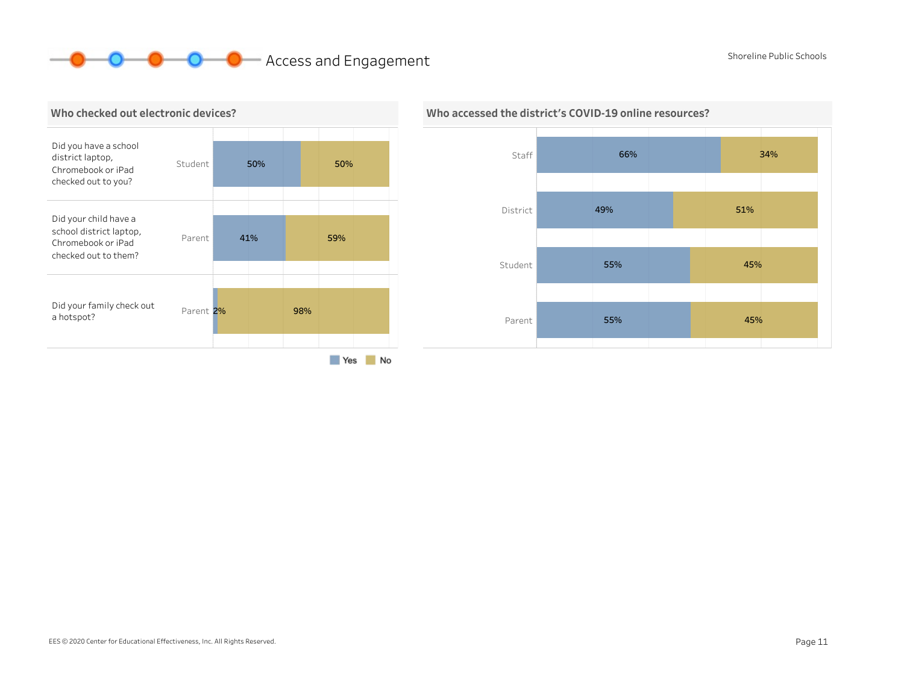## Access and Engagement

### Who checked out electronic devices?

| Question | Respondent | Yes | No |
|---|---|---|---|
| Did you have a school district laptop, Chromebook or iPad checked out to you? | Student | 50% | 50% |
| Did your child have a school district laptop, Chromebook or iPad checked out to them? | Parent | 41% | 59% |
| Did your family check out a hotspot? | Parent | 2% | 98% |

### Who accessed the district's COVID-19 online resources?

| Respondent | Yes | No |
|---|---|---|
| Staff | 66% | 34% |
| District | 49% | 51% |
| Student | 55% | 45% |
| Parent | 55% | 45% |

EES © 2020 Center for Educational Effectiveness, Inc. All Rights Reserved.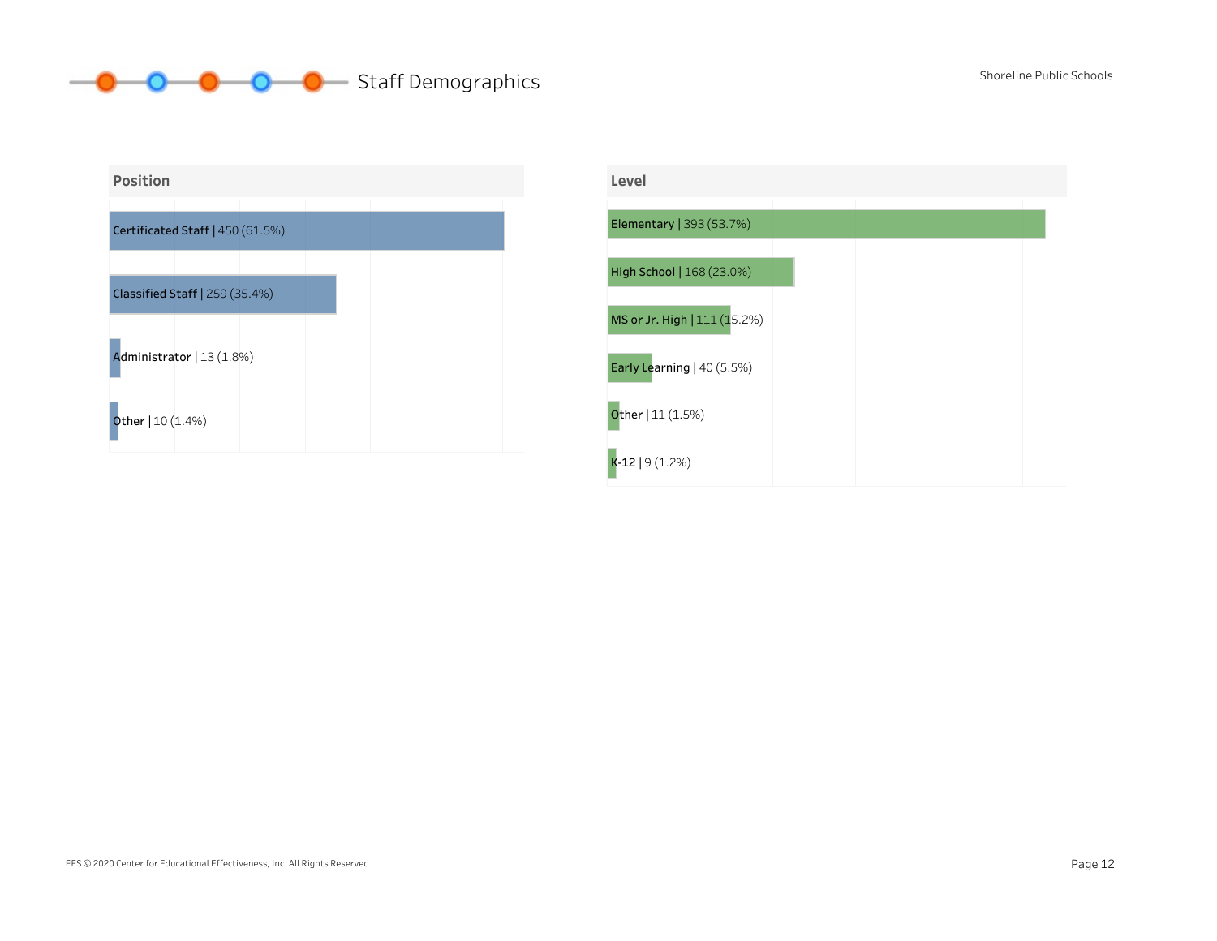# Staff Demographics

## Position

| Position | Count | Percent |
|---|---|---|
| Certificated Staff | 450 | 61.5% |
| Classified Staff | 259 | 35.4% |
| Administrator | 13 | 1.8% |
| Other | 10 | 1.4% |

## Level

| Level | Count | Percent |
|---|---|---|
| Elementary | 393 | 53.7% |
| High School | 168 | 23.0% |
| MS or Jr. High | 111 | 15.2% |
| Early Learning | 40 | 5.5% |
| Other | 11 | 1.5% |
| K-12 | 9 | 1.2% |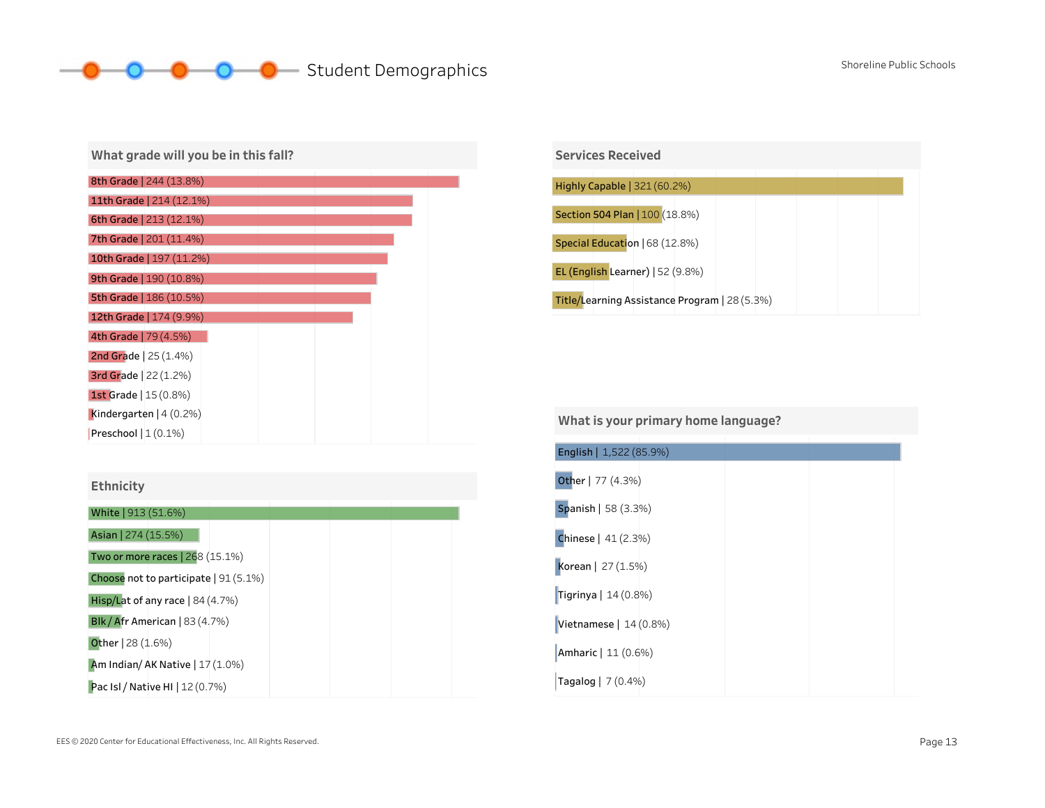# Student Demographics

Shoreline Public Schools

## What grade will you be in this fall?

| Grade | Count | Percent |
|---|---|---|
| 8th Grade | 244 | (13.8%) |
| 11th Grade | 214 | (12.1%) |
| 6th Grade | 213 | (12.1%) |
| 7th Grade | 201 | (11.4%) |
| 10th Grade | 197 | (11.2%) |
| 9th Grade | 190 | (10.8%) |
| 5th Grade | 186 | (10.5%) |
| 12th Grade | 174 | (9.9%) |
| 4th Grade | 79 | (4.5%) |
| 2nd Grade | 25 | (1.4%) |
| 3rd Grade | 22 | (1.2%) |
| 1st Grade | 15 | (0.8%) |
| Kindergarten | 4 | (0.2%) |
| Preschool | 1 | (0.1%) |

## Ethnicity

| Ethnicity | Count | Percent |
|---|---|---|
| White | 913 | (51.6%) |
| Asian | 274 | (15.5%) |
| Two or more races | 268 | (15.1%) |
| Choose not to participate | 91 | (5.1%) |
| Hisp/Lat of any race | 84 | (4.7%) |
| Blk / Afr American | 83 | (4.7%) |
| Other | 28 | (1.6%) |
| Am Indian/ AK Native | 17 | (1.0%) |
| Pac Isl / Native HI | 12 | (0.7%) |

## Services Received

| Service | Count | Percent |
|---|---|---|
| Highly Capable | 321 | (60.2%) |
| Section 504 Plan | 100 | (18.8%) |
| Special Education | 68 | (12.8%) |
| EL (English Learner) | 52 | (9.8%) |
| Title/Learning Assistance Program | 28 | (5.3%) |

## What is your primary home language?

| Language | Count | Percent |
|---|---|---|
| English | 1,522 | (85.9%) |
| Other | 77 | (4.3%) |
| Spanish | 58 | (3.3%) |
| Chinese | 41 | (2.3%) |
| Korean | 27 | (1.5%) |
| Tigrinya | 14 | (0.8%) |
| Vietnamese | 14 | (0.8%) |
| Amharic | 11 | (0.6%) |
| Tagalog | 7 | (0.4%) |

EES © 2020 Center for Educational Effectiveness, Inc. All Rights Reserved.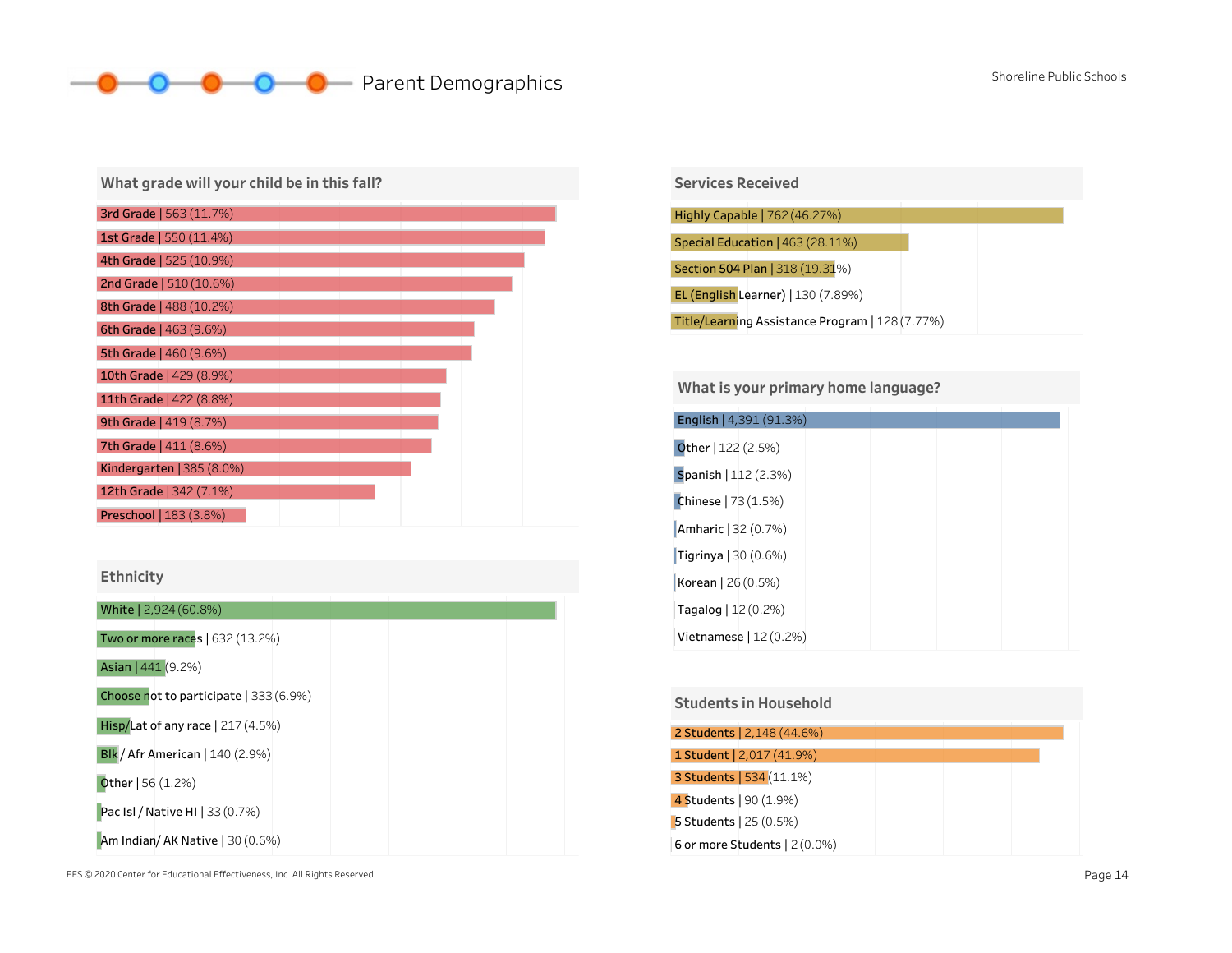# Parent Demographics

## What grade will your child be in this fall?

| Grade | Count | Percent |
|---|---|---|
| 3rd Grade | 563 | 11.7% |
| 1st Grade | 550 | 11.4% |
| 4th Grade | 525 | 10.9% |
| 2nd Grade | 510 | 10.6% |
| 8th Grade | 488 | 10.2% |
| 6th Grade | 463 | 9.6% |
| 5th Grade | 460 | 9.6% |
| 10th Grade | 429 | 8.9% |
| 11th Grade | 422 | 8.8% |
| 9th Grade | 419 | 8.7% |
| 7th Grade | 411 | 8.6% |
| Kindergarten | 385 | 8.0% |
| 12th Grade | 342 | 7.1% |
| Preschool | 183 | 3.8% |

## Ethnicity

| Ethnicity | Count | Percent |
|---|---|---|
| White | 2,924 | 60.8% |
| Two or more races | 632 | 13.2% |
| Asian | 441 | 9.2% |
| Choose not to participate | 333 | 6.9% |
| Hisp/Lat of any race | 217 | 4.5% |
| Blk / Afr American | 140 | 2.9% |
| Other | 56 | 1.2% |
| Pac Isl / Native HI | 33 | 0.7% |
| Am Indian/ AK Native | 30 | 0.6% |

## Services Received

| Service | Count | Percent |
|---|---|---|
| Highly Capable | 762 | 46.27% |
| Special Education | 463 | 28.11% |
| Section 504 Plan | 318 | 19.31% |
| EL (English Learner) | 130 | 7.89% |
| Title/Learning Assistance Program | 128 | 7.77% |

## What is your primary home language?

| Language | Count | Percent |
|---|---|---|
| English | 4,391 | 91.3% |
| Other | 122 | 2.5% |
| Spanish | 112 | 2.3% |
| Chinese | 73 | 1.5% |
| Amharic | 32 | 0.7% |
| Tigrinya | 30 | 0.6% |
| Korean | 26 | 0.5% |
| Tagalog | 12 | 0.2% |
| Vietnamese | 12 | 0.2% |

## Students in Household

| Students | Count | Percent |
|---|---|---|
| 2 Students | 2,148 | 44.6% |
| 1 Student | 2,017 | 41.9% |
| 3 Students | 534 | 11.1% |
| 4 Students | 90 | 1.9% |
| 5 Students | 25 | 0.5% |
| 6 or more Students | 2 | 0.0% |

EES © 2020 Center for Educational Effectiveness, Inc. All Rights Reserved.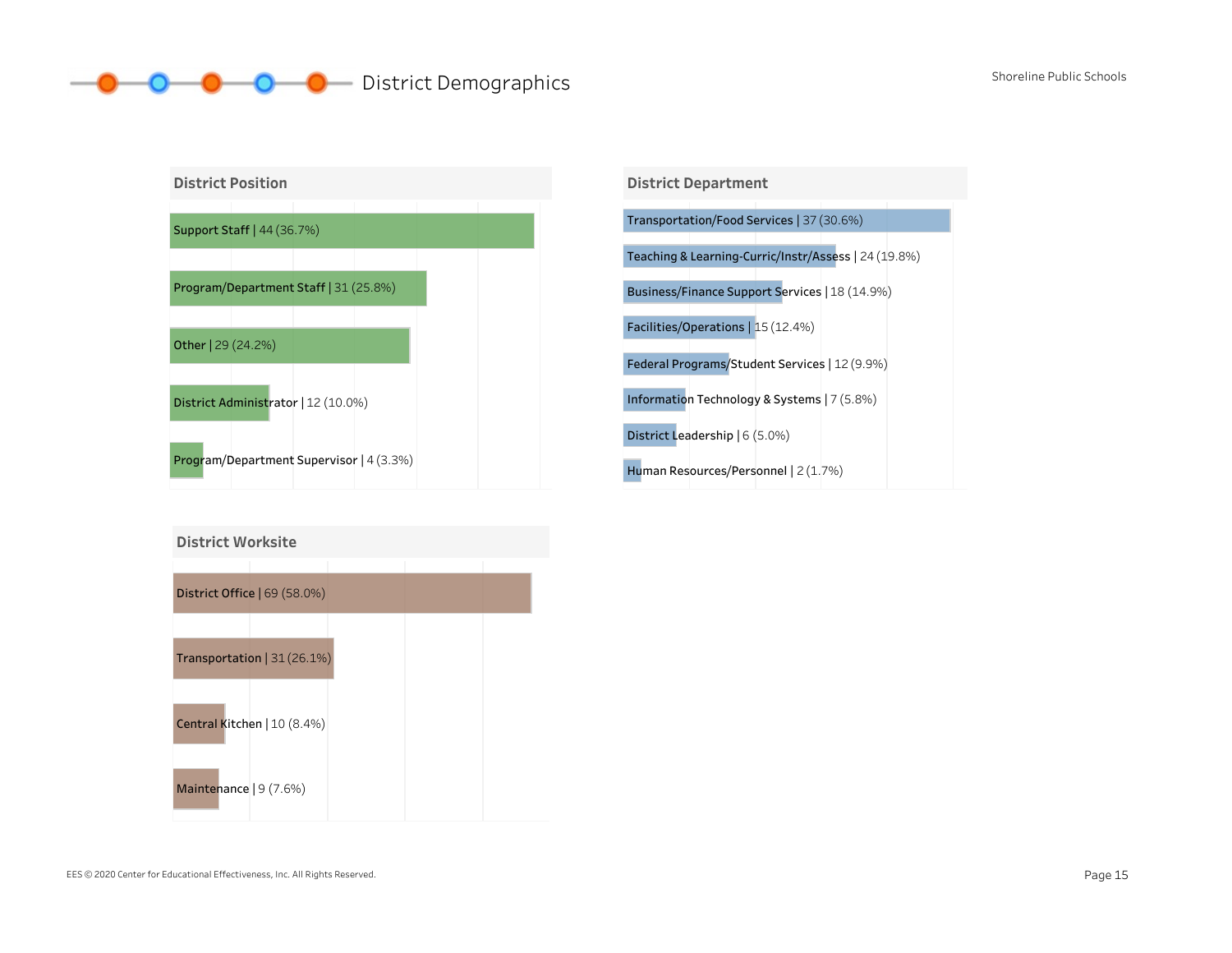# District Demographics

## District Position

Support Staff | 44 (36.7%)

Program/Department Staff | 31 (25.8%)

Other | 29 (24.2%)

District Administrator | 12 (10.0%)

Program/Department Supervisor | 4 (3.3%)

## District Department

Transportation/Food Services | 37 (30.6%)

Teaching & Learning-Curric/Instr/Assess | 24 (19.8%)

Business/Finance Support Services | 18 (14.9%)

Facilities/Operations | 15 (12.4%)

Federal Programs/Student Services | 12 (9.9%)

Information Technology & Systems | 7 (5.8%)

District Leadership | 6 (5.0%)

Human Resources/Personnel | 2 (1.7%)

## District Worksite

District Office | 69 (58.0%)

Transportation | 31 (26.1%)

Central Kitchen | 10 (8.4%)

Maintenance | 9 (7.6%)

EES © 2020 Center for Educational Effectiveness, Inc. All Rights Reserved.